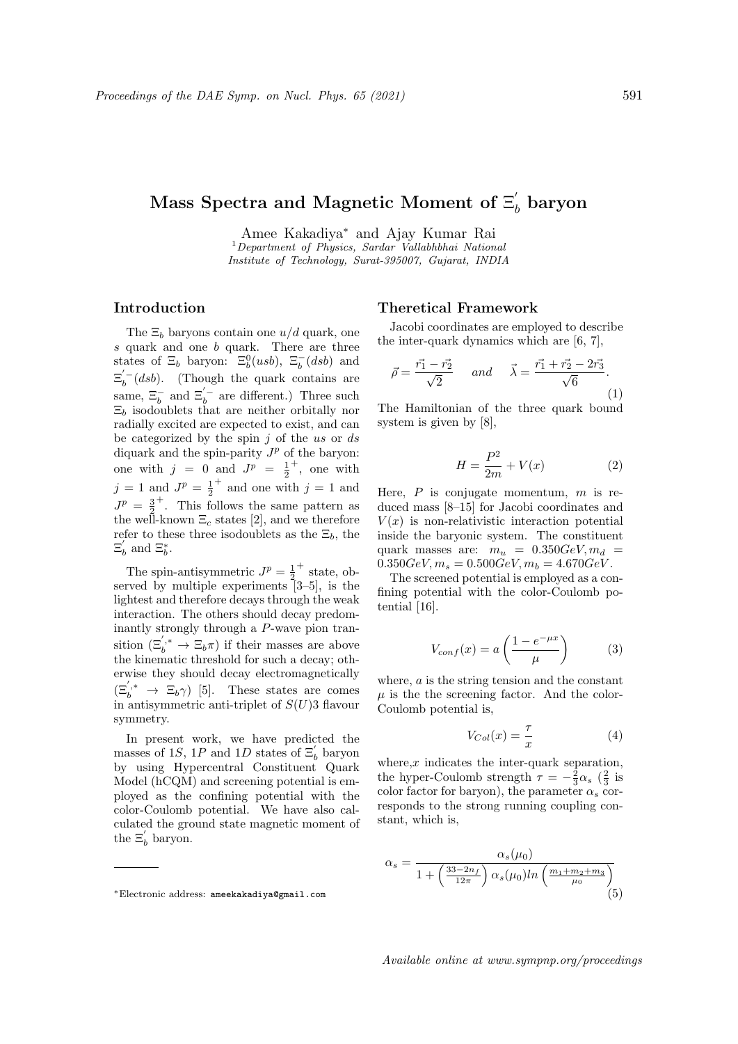# Mass Spectra and Magnetic Moment of $\Xi_b^{'}$ baryon

Amee Kakadiya* and Ajay Kumar Rai

[1] *Department of Physics, Sardar Vallabhbhai National Institute of Technology, Surat-395007, Gujarat, INDIA*

## Introduction

The $\Xi_b$ baryons contain one $u/d$ quark, one $s$ quark and one $b$ quark. There are three states of $\Xi_b$ baryon: $\Xi_b^0(usb)$, $\Xi_b^-(dsb)$ and $\Xi_b^{'-}(dsb)$. (Though the quark contains are same, $\Xi_b^-$ and $\Xi_b^{'-}$ are different.) Three such $\Xi_b$ isodoublets that are neither orbitally nor radially excited are expected to exist, and can be categorized by the spin $j$ of the $us$ or $ds$ diquark and the spin-parity $J^p$ of the baryon: one with $j = 0$ and $J^p = \frac{1}{2}^+$, one with $j = 1$ and $J^p = \frac{1}{2}^+$ and one with $j = 1$ and $J^p = \frac{3}{2}^+$. This follows the same pattern as the well-known $\Xi_c$ states [2], and we therefore refer to these three isodoublets as the $\Xi_b$, the $\Xi_b^{'}$ and $\Xi_b^*$.

The spin-antisymmetric $J^p = \frac{1}{2}^+$ state, observed by multiple experiments [3–5], is the lightest and therefore decays through the weak interaction. The others should decay predominantly strongly through a $P$-wave pion transition ($\Xi_b^{',*} \rightarrow \Xi_b\pi$) if their masses are above the kinematic threshold for such a decay; otherwise they should decay electromagnetically ($\Xi_b^{',*} \rightarrow \Xi_b\gamma$) [5]. These states are comes in antisymmetric anti-triplet of $S(U)3$ flavour symmetry.

In present work, we have predicted the masses of $1S$, $1P$ and $1D$ states of $\Xi_b^{'}$ baryon by using Hypercentral Constituent Quark Model (hCQM) and screening potential is employed as the confining potential with the color-Coulomb potential. We have also calculated the ground state magnetic moment of the $\Xi_b^{'}$ baryon.

## Theretical Framework

Jacobi coordinates are employed to describe the inter-quark dynamics which are [6, 7],

$$\vec{\rho} = \frac{\vec{r_1} - \vec{r_2}}{\sqrt{2}} \quad and \quad \vec{\lambda} = \frac{\vec{r_1} + \vec{r_2} - 2\vec{r_3}}{\sqrt{6}}. \tag{1}$$

The Hamiltonian of the three quark bound system is given by [8],

$$H = \frac{P^2}{2m} + V(x) \tag{2}$$

Here, $P$ is conjugate momentum, $m$ is reduced mass [8–15] for Jacobi coordinates and $V(x)$ is non-relativistic interaction potential inside the baryonic system. The constituent quark masses are: $m_u = 0.350GeV, m_d = 0.350GeV, m_s = 0.500GeV, m_b = 4.670GeV$.

The screened potential is employed as a confining potential with the color-Coulomb potential [16].

$$V_{conf}(x) = a\left(\frac{1 - e^{-\mu x}}{\mu}\right) \tag{3}$$

where, $a$ is the string tension and the constant $\mu$ is the the screening factor. And the color-Coulomb potential is,

$$V_{Col}(x) = \frac{\tau}{x} \tag{4}$$

where,$x$ indicates the inter-quark separation, the hyper-Coulomb strength $\tau = -\frac{2}{3}\alpha_s$ ($\frac{2}{3}$ is color factor for baryon), the parameter $\alpha_s$ corresponds to the strong running coupling constant, which is,

$$\alpha_s = \frac{\alpha_s(\mu_0)}{1 + \left(\frac{33-2n_f}{12\pi}\right)\alpha_s(\mu_0)ln\left(\frac{m_1+m_2+m_3}{\mu_0}\right)} \tag{5}$$

*Electronic address: ameekakadiya@gmail.com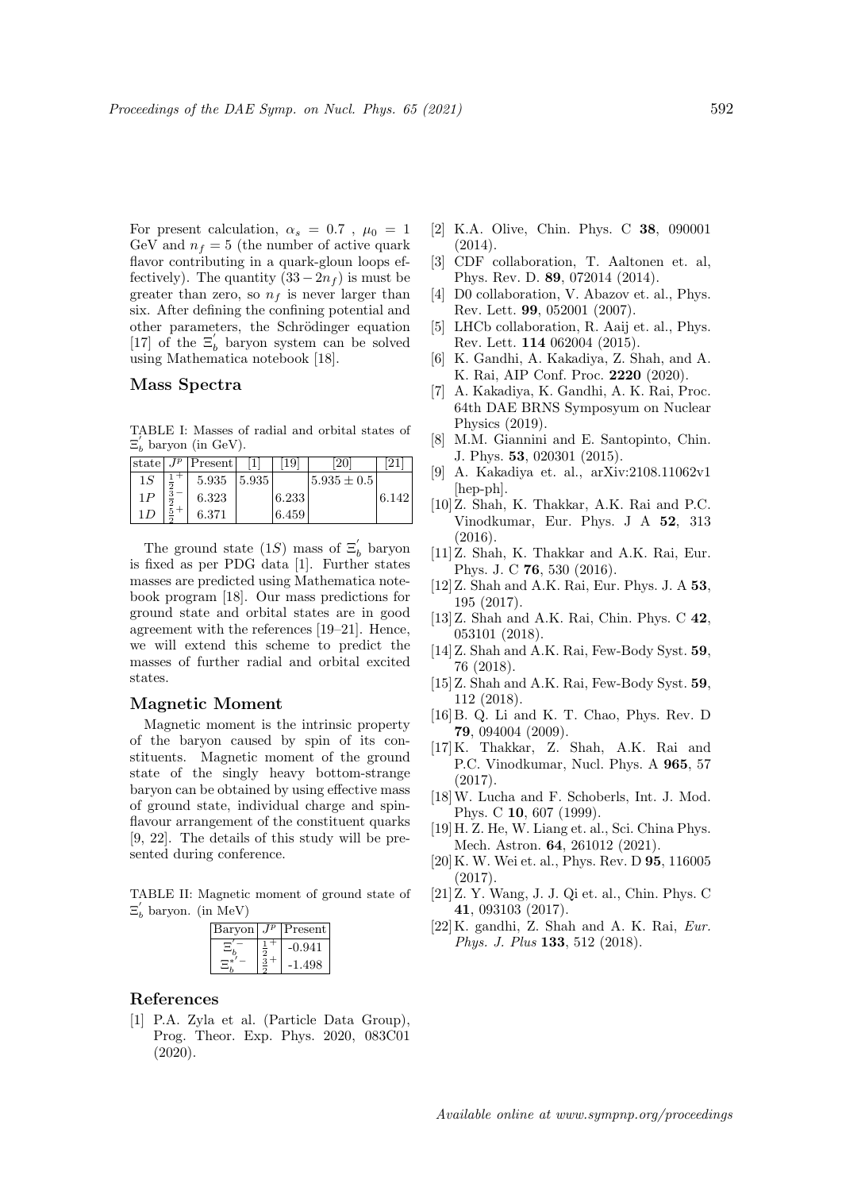For present calculation, $\alpha_s = 0.7$ , $\mu_0 = 1$ GeV and $n_f = 5$ (the number of active quark flavor contributing in a quark-gloun loops effectively). The quantity $(33 - 2n_f)$ is must be greater than zero, so $n_f$ is never larger than six. After defining the confining potential and other parameters, the Schrödinger equation [17] of the $\Xi_b^{'}$ baryon system can be solved using Mathematica notebook [18].

## Mass Spectra

TABLE I: Masses of radial and orbital states of $\Xi_b^{'}$ baryon (in GeV).

| state | $J^p$ | Present | [1] | [19] | [20] | [21] |
|---|---|---|---|---|---|---|
| $1S$ | $\frac{1}{2}^+$ | 5.935 | 5.935 | | $5.935 \pm 0.5$ | |
| $1P$ | $\frac{3}{2}^-$ | 6.323 | | 6.233 | | 6.142 |
| $1D$ | $\frac{5}{2}^+$ | 6.371 | | 6.459 | | |

The ground state (1S) mass of $\Xi_b^{'}$ baryon is fixed as per PDG data [1]. Further states masses are predicted using Mathematica notebook program [18]. Our mass predictions for ground state and orbital states are in good agreement with the references [19–21]. Hence, we will extend this scheme to predict the masses of further radial and orbital excited states.

## Magnetic Moment

Magnetic moment is the intrinsic property of the baryon caused by spin of its constituents. Magnetic moment of the ground state of the singly heavy bottom-strange baryon can be obtained by using effective mass of ground state, individual charge and spin-flavour arrangement of the constituent quarks [9, 22]. The details of this study will be presented during conference.

TABLE II: Magnetic moment of ground state of $\Xi_b^{'}$ baryon. (in MeV)

| Baryon | $J^p$ | Present |
|---|---|---|
| $\Xi_b^{'-}$ | $\frac{1}{2}^+$ | -0.941 |
| $\Xi_b^{*'-}$ | $\frac{3}{2}^+$ | -1.498 |

## References

[1] P.A. Zyla et al. (Particle Data Group), Prog. Theor. Exp. Phys. 2020, 083C01 (2020).

[2] K.A. Olive, Chin. Phys. C **38**, 090001 (2014).

[3] CDF collaboration, T. Aaltonen et. al, Phys. Rev. D. **89**, 072014 (2014).

[4] D0 collaboration, V. Abazov et. al., Phys. Rev. Lett. **99**, 052001 (2007).

[5] LHCb collaboration, R. Aaij et. al., Phys. Rev. Lett. **114** 062004 (2015).

[6] K. Gandhi, A. Kakadiya, Z. Shah, and A. K. Rai, AIP Conf. Proc. **2220** (2020).

[7] A. Kakadiya, K. Gandhi, A. K. Rai, Proc. 64th DAE BRNS Symposyum on Nuclear Physics (2019).

[8] M.M. Giannini and E. Santopinto, Chin. J. Phys. **53**, 020301 (2015).

[9] A. Kakadiya et. al., arXiv:2108.11062v1 [hep-ph].

[10] Z. Shah, K. Thakkar, A.K. Rai and P.C. Vinodkumar, Eur. Phys. J A **52**, 313 (2016).

[11] Z. Shah, K. Thakkar and A.K. Rai, Eur. Phys. J. C **76**, 530 (2016).

[12] Z. Shah and A.K. Rai, Eur. Phys. J. A **53**, 195 (2017).

[13] Z. Shah and A.K. Rai, Chin. Phys. C **42**, 053101 (2018).

[14] Z. Shah and A.K. Rai, Few-Body Syst. **59**, 76 (2018).

[15] Z. Shah and A.K. Rai, Few-Body Syst. **59**, 112 (2018).

[16] B. Q. Li and K. T. Chao, Phys. Rev. D **79**, 094004 (2009).

[17] K. Thakkar, Z. Shah, A.K. Rai and P.C. Vinodkumar, Nucl. Phys. A **965**, 57 (2017).

[18] W. Lucha and F. Schoberls, Int. J. Mod. Phys. C **10**, 607 (1999).

[19] H. Z. He, W. Liang et. al., Sci. China Phys. Mech. Astron. **64**, 261012 (2021).

[20] K. W. Wei et. al., Phys. Rev. D **95**, 116005 (2017).

[21] Z. Y. Wang, J. J. Qi et. al., Chin. Phys. C **41**, 093103 (2017).

[22] K. gandhi, Z. Shah and A. K. Rai, *Eur. Phys. J. Plus* **133**, 512 (2018).